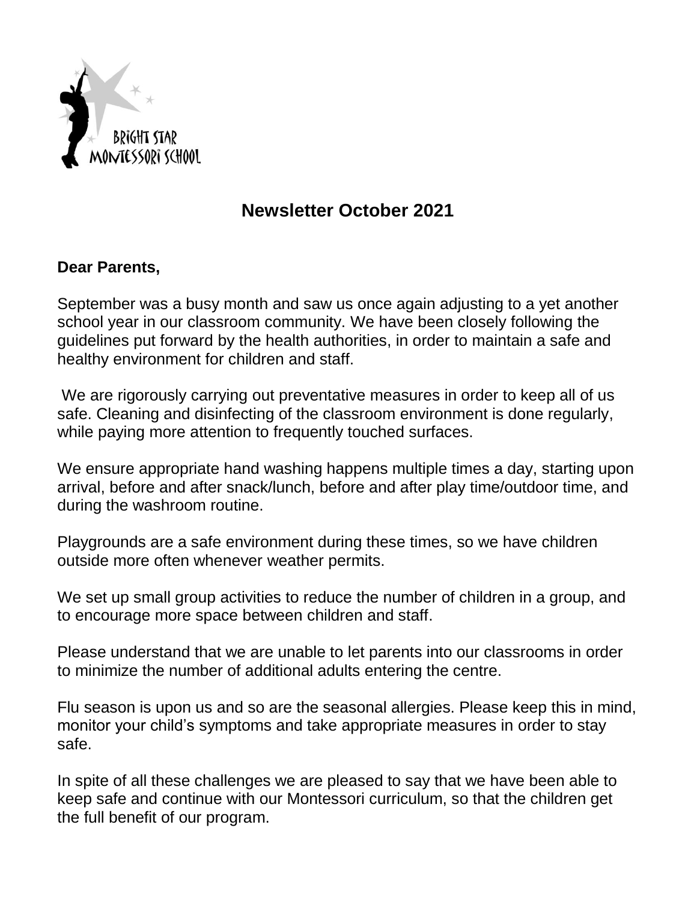BRIGHT STAR MONTESSORI SCHOOL

# Newsletter October 2021

**Dear Parents,**

September was a busy month and saw us once again adjusting to a yet another school year in our classroom community. We have been closely following the guidelines put forward by the health authorities, in order to maintain a safe and healthy environment for children and staff.

We are rigorously carrying out preventative measures in order to keep all of us safe. Cleaning and disinfecting of the classroom environment is done regularly, while paying more attention to frequently touched surfaces.

We ensure appropriate hand washing happens multiple times a day, starting upon arrival, before and after snack/lunch, before and after play time/outdoor time, and during the washroom routine.

Playgrounds are a safe environment during these times, so we have children outside more often whenever weather permits.

We set up small group activities to reduce the number of children in a group, and to encourage more space between children and staff.

Please understand that we are unable to let parents into our classrooms in order to minimize the number of additional adults entering the centre.

Flu season is upon us and so are the seasonal allergies. Please keep this in mind, monitor your child's symptoms and take appropriate measures in order to stay safe.

In spite of all these challenges we are pleased to say that we have been able to keep safe and continue with our Montessori curriculum, so that the children get the full benefit of our program.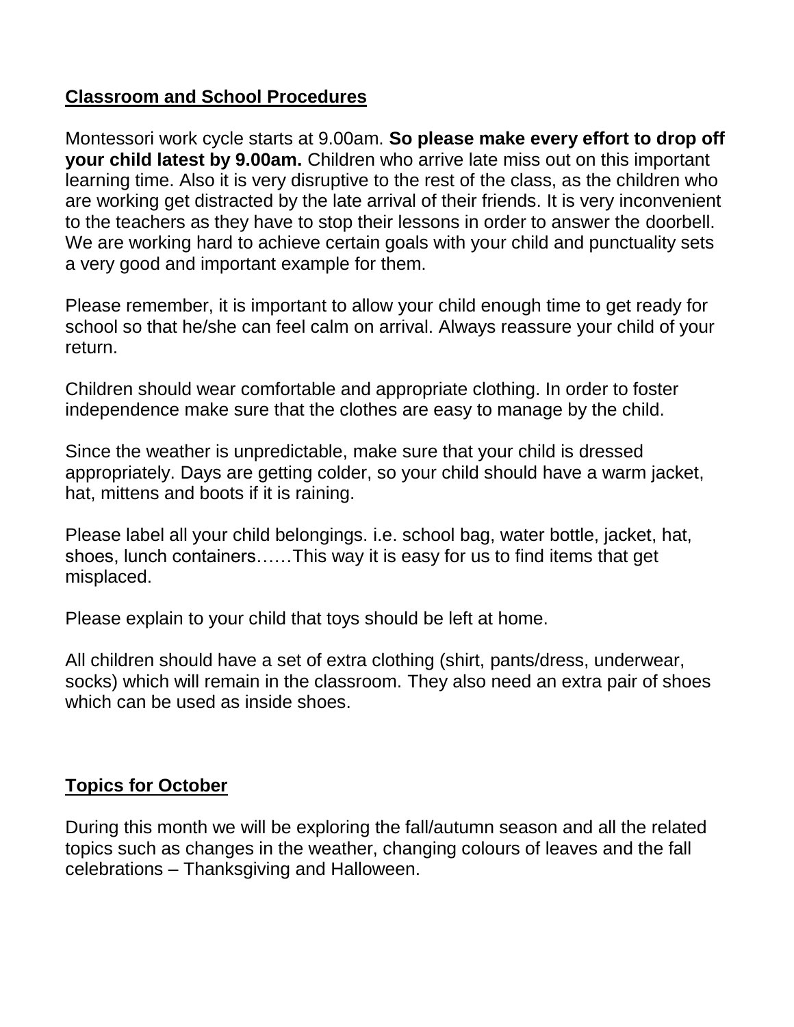**Classroom and School Procedures**

Montessori work cycle starts at 9.00am. **So please make every effort to drop off your child latest by 9.00am.** Children who arrive late miss out on this important learning time. Also it is very disruptive to the rest of the class, as the children who are working get distracted by the late arrival of their friends. It is very inconvenient to the teachers as they have to stop their lessons in order to answer the doorbell. We are working hard to achieve certain goals with your child and punctuality sets a very good and important example for them.

Please remember, it is important to allow your child enough time to get ready for school so that he/she can feel calm on arrival. Always reassure your child of your return.

Children should wear comfortable and appropriate clothing. In order to foster independence make sure that the clothes are easy to manage by the child.

Since the weather is unpredictable, make sure that your child is dressed appropriately. Days are getting colder, so your child should have a warm jacket, hat, mittens and boots if it is raining.

Please label all your child belongings. i.e. school bag, water bottle, jacket, hat, shoes, lunch containers……This way it is easy for us to find items that get misplaced.

Please explain to your child that toys should be left at home.

All children should have a set of extra clothing (shirt, pants/dress, underwear, socks) which will remain in the classroom. They also need an extra pair of shoes which can be used as inside shoes.

**Topics for October**

During this month we will be exploring the fall/autumn season and all the related topics such as changes in the weather, changing colours of leaves and the fall celebrations – Thanksgiving and Halloween.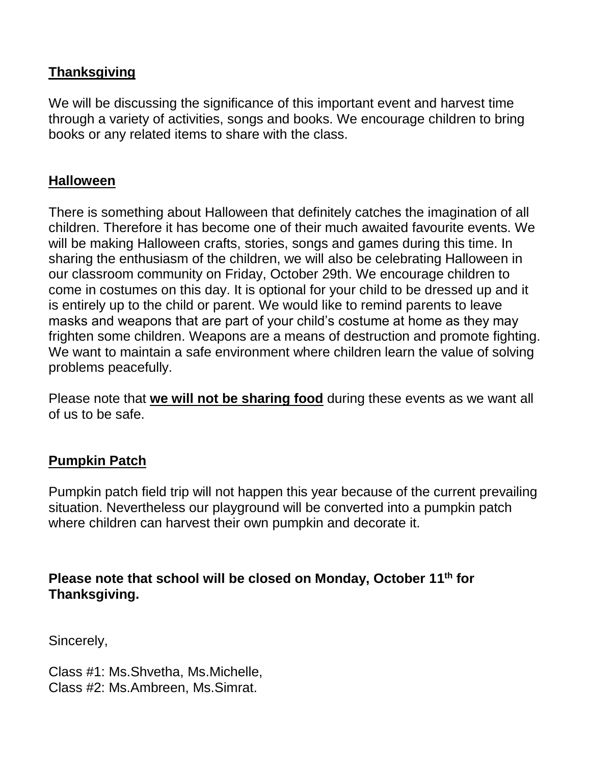**Thanksgiving**

We will be discussing the significance of this important event and harvest time through a variety of activities, songs and books. We encourage children to bring books or any related items to share with the class.

**Halloween**

There is something about Halloween that definitely catches the imagination of all children. Therefore it has become one of their much awaited favourite events. We will be making Halloween crafts, stories, songs and games during this time. In sharing the enthusiasm of the children, we will also be celebrating Halloween in our classroom community on Friday, October 29th. We encourage children to come in costumes on this day. It is optional for your child to be dressed up and it is entirely up to the child or parent. We would like to remind parents to leave masks and weapons that are part of your child's costume at home as they may frighten some children. Weapons are a means of destruction and promote fighting. We want to maintain a safe environment where children learn the value of solving problems peacefully.

Please note that **we will not be sharing food** during these events as we want all of us to be safe.

**Pumpkin Patch**

Pumpkin patch field trip will not happen this year because of the current prevailing situation. Nevertheless our playground will be converted into a pumpkin patch where children can harvest their own pumpkin and decorate it.

**Please note that school will be closed on Monday, October 11th for Thanksgiving.**

Sincerely,

Class #1: Ms.Shvetha, Ms.Michelle,
Class #2: Ms.Ambreen, Ms.Simrat.